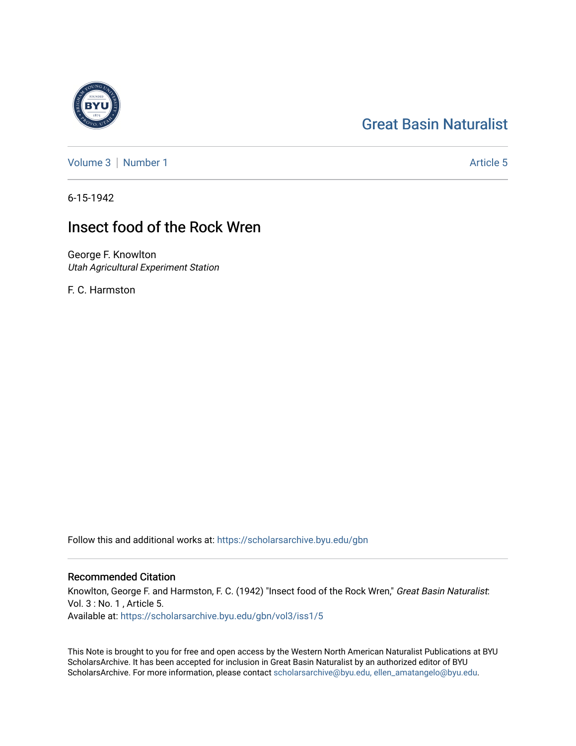Great Basin Naturalist

Volume 3 | Number 1

Article 5

6-15-1942

# Insect food of the Rock Wren

George F. Knowlton
*Utah Agricultural Experiment Station*

F. C. Harmston

Follow this and additional works at: https://scholarsarchive.byu.edu/gbn

## Recommended Citation

Knowlton, George F. and Harmston, F. C. (1942) "Insect food of the Rock Wren," *Great Basin Naturalist*: Vol. 3 : No. 1 , Article 5.
Available at: https://scholarsarchive.byu.edu/gbn/vol3/iss1/5

This Note is brought to you for free and open access by the Western North American Naturalist Publications at BYU ScholarsArchive. It has been accepted for inclusion in Great Basin Naturalist by an authorized editor of BYU ScholarsArchive. For more information, please contact scholarsarchive@byu.edu, ellen_amatangelo@byu.edu.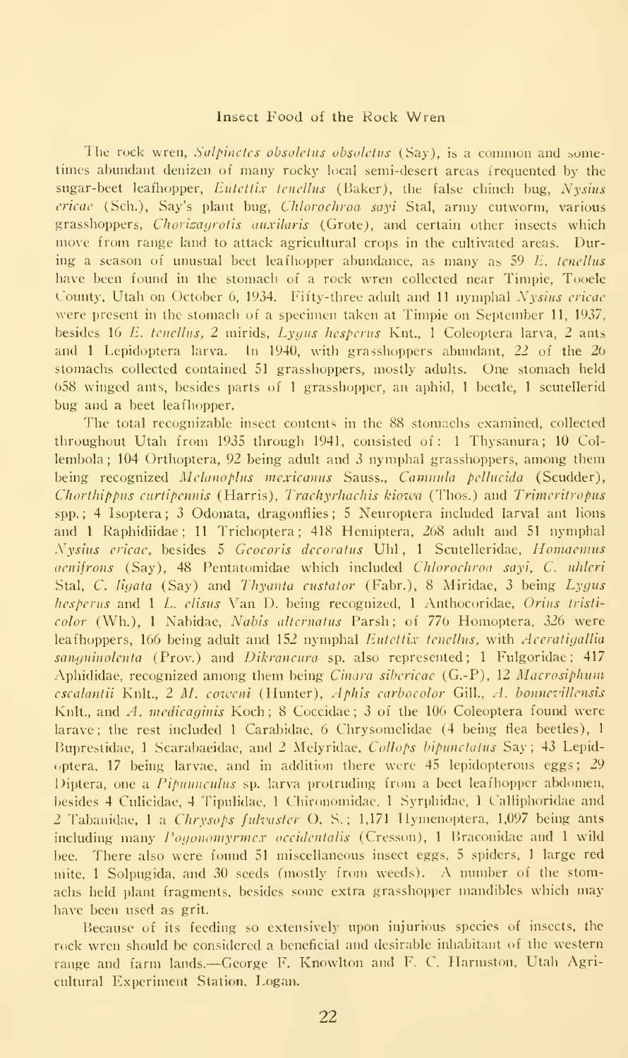## Insect Food of the Rock Wren

The rock wren, *Salpinctes obsoletus obsoletus* (Say), is a common and sometimes abundant denizen of many rocky local semi-desert areas frequented by the sugar-beet leafhopper, *Eutettix tenellus* (Baker), the false chinch bug, *Nysius ericae* (Sch.), Say's plant bug, *Chlorochroa sayi* Stal, army cutworm, various grasshoppers, *Chorizagrotis auxilaris* (Grote), and certain other insects which move from range land to attack agricultural crops in the cultivated areas. During a season of unusual beet leafhopper abundance, as many as 59 *E. tenellus* have been found in the stomach of a rock wren collected near Timpie, Tooele County, Utah on October 6, 1934. Fifty-three adult and 11 nymphal *Nysius ericae* were present in the stomach of a specimen taken at Timpie on September 11, 1937, besides 16 *E. tenellus*, 2 mirids, *Lygus hesperus* Knt., 1 Coleoptera larva, 2 ants and 1 Lepidoptera larva. In 1940, with grasshoppers abundant, 22 of the 26 stomachs collected contained 51 grasshoppers, mostly adults. One stomach held 658 winged ants, besides parts of 1 grasshopper, an aphid, 1 beetle, 1 scutellerid bug and a beet leafhopper.

The total recognizable insect contents in the 88 stomachs examined, collected throughout Utah from 1935 through 1941, consisted of: 1 Thysanura; 10 Collembola; 104 Orthoptera, 92 being adult and 3 nymphal grasshoppers, among them being recognized *Melanoplus mexicanus* Sauss., *Camnula pellucida* (Scudder), *Chorthippus curtipennis* (Harris), *Trachyrhachis kiowa* (Thos.) and *Trimeritropus* spp.; 4 Isoptera; 3 Odonata, dragonflies; 5 Neuroptera included larval ant lions and 1 Raphidiidae; 11 Trichoptera; 418 Hemiptera, 268 adult and 51 nymphal *Nysius ericae*, besides 5 *Geocoris decoratus* Uhl, 1 Scutelleridae, *Homaemus aenifrons* (Say), 48 Pentatomidae which included *Chlorochroa sayi*, *C. uhleri* Stal, *C. ligata* (Say) and *Thyanta custator* (Fabr.), 8 Miridae, 3 being *Lygus hesperus* and 1 *L. elisus* Van D. being recognized, 1 Anthocoridae, *Orius tristicolor* (Wh.), 1 Nabidae, *Nabis alternatus* Parsh; of 776 Homoptera, 326 were leafhoppers, 166 being adult and 152 nymphal *Eutettix tenellus*, with *Aceratigallia sanguinolenta* (Prov.) and *Dikraneura* sp. also represented; 1 Fulgoridae; 417 Aphididae, recognized among them being *Cinara sibericae* (G.-P), 12 *Macrosiphum escalantii* Knlt., 2 *M. coweni* (Hunter), *Aphis carbocolor* Gill., *A. bonnevillensis* Knlt., and *A. medicaginis* Koch; 8 Coccidae; 3 of the 106 Coleoptera found were larave; the rest included 1 Carabidae, 6 Chrysomelidae (4 being flea beetles), 1 Buprestidae, 1 Scarabaeidae, and 2 Melyridae, *Collops bipunctatus* Say; 43 Lepidoptera, 17 being larvae, and in addition there were 45 lepidopterous eggs; 29 Diptera, one a *Pipunculus* sp. larva protruding from a beet leafhopper abdomen, besides 4 Culicidae, 4 Tipulidae, 1 Chironomidae, 1 Syrphidae, 1 Calliphoridae and 2 Tabanidae, 1 a *Chrysops fulvaster* O. S.; 1,171 Hymenoptera, 1,097 being ants including many *Pogonomyrmex occidentalis* (Cresson), 1 Braconidae and 1 wild bee. There also were found 51 miscellaneous insect eggs, 5 spiders, 1 large red mite, 1 Solpugida, and 30 seeds (mostly from weeds). A number of the stomachs held plant fragments, besides some extra grasshopper mandibles which may have been used as grit.

Because of its feeding so extensively upon injurious species of insects, the rock wren should be considered a beneficial and desirable inhabitant of the western range and farm lands.—George F. Knowlton and F. C. Harmston, Utah Agricultural Experiment Station, Logan.